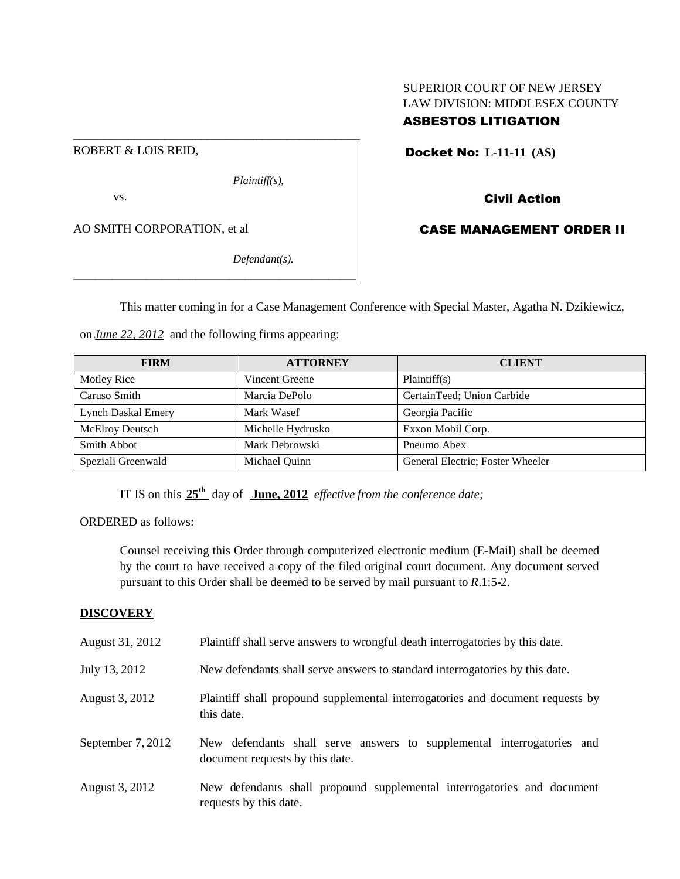SUPERIOR COURT OF NEW JERSEY
LAW DIVISION: MIDDLESEX COUNTY
**ASBESTOS LITIGATION**

ROBERT & LOIS REID,

*Plaintiff(s),*

vs.

AO SMITH CORPORATION, et al

*Defendant(s).*

**Docket No: L-11-11 (AS)**

**Civil Action**

**CASE MANAGEMENT ORDER II**

This matter coming in for a Case Management Conference with Special Master, Agatha N. Dzikiewicz, on *June 22, 2012* and the following firms appearing:

| FIRM | ATTORNEY | CLIENT |
|---|---|---|
| Motley Rice | Vincent Greene | Plaintiff(s) |
| Caruso Smith | Marcia DePolo | CertainTeed; Union Carbide |
| Lynch Daskal Emery | Mark Wasef | Georgia Pacific |
| McElroy Deutsch | Michelle Hydrusko | Exxon Mobil Corp. |
| Smith Abbot | Mark Debrowski | Pneumo Abex |
| Speziali Greenwald | Michael Quinn | General Electric; Foster Wheeler |

IT IS on this **25th** day of **June, 2012** *effective from the conference date;*

ORDERED as follows:

Counsel receiving this Order through computerized electronic medium (E-Mail) shall be deemed by the court to have received a copy of the filed original court document. Any document served pursuant to this Order shall be deemed to be served by mail pursuant to *R*.1:5-2.

**DISCOVERY**

August 31, 2012 — Plaintiff shall serve answers to wrongful death interrogatories by this date.

July 13, 2012 — New defendants shall serve answers to standard interrogatories by this date.

August 3, 2012 — Plaintiff shall propound supplemental interrogatories and document requests by this date.

September 7, 2012 — New defendants shall serve answers to supplemental interrogatories and document requests by this date.

August 3, 2012 — New defendants shall propound supplemental interrogatories and document requests by this date.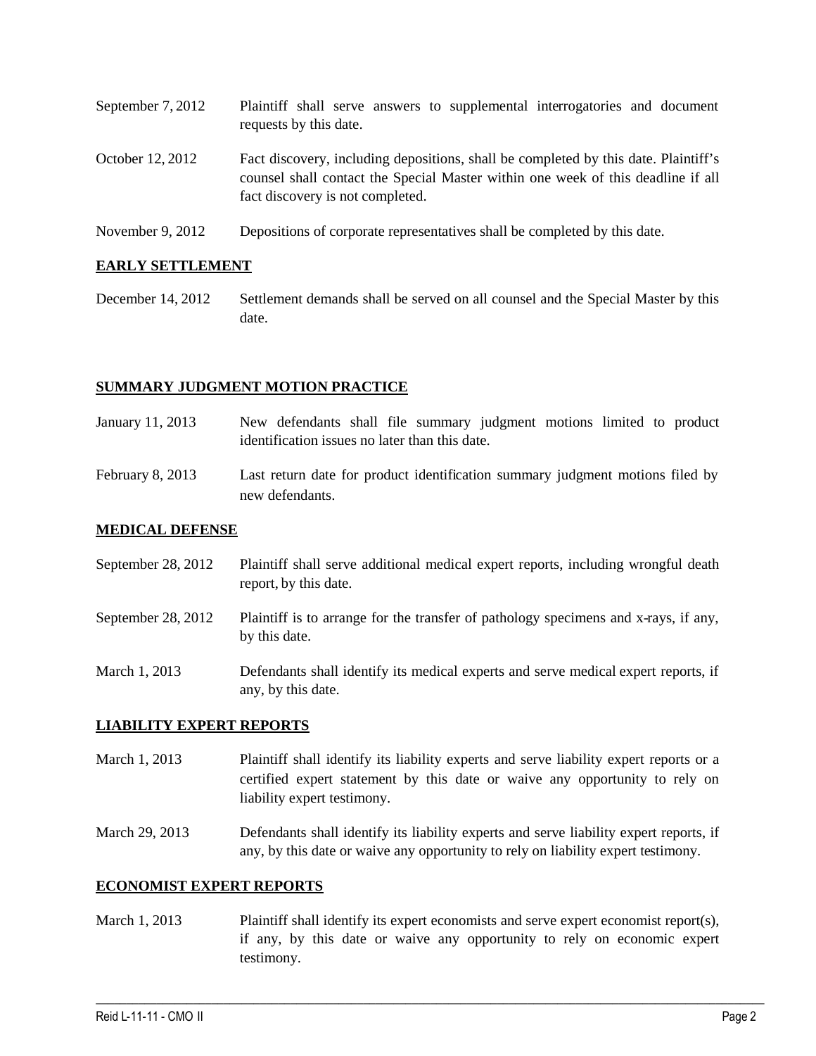| | |
|---|---|
| September 7, 2012 | Plaintiff shall serve answers to supplemental interrogatories and document requests by this date. |
| October 12, 2012 | Fact discovery, including depositions, shall be completed by this date. Plaintiff's counsel shall contact the Special Master within one week of this deadline if all fact discovery is not completed. |
| November 9, 2012 | Depositions of corporate representatives shall be completed by this date. |

## EARLY SETTLEMENT

| | |
|---|---|
| December 14, 2012 | Settlement demands shall be served on all counsel and the Special Master by this date. |

## SUMMARY JUDGMENT MOTION PRACTICE

| | |
|---|---|
| January 11, 2013 | New defendants shall file summary judgment motions limited to product identification issues no later than this date. |
| February 8, 2013 | Last return date for product identification summary judgment motions filed by new defendants. |

## MEDICAL DEFENSE

| | |
|---|---|
| September 28, 2012 | Plaintiff shall serve additional medical expert reports, including wrongful death report, by this date. |
| September 28, 2012 | Plaintiff is to arrange for the transfer of pathology specimens and x-rays, if any, by this date. |
| March 1, 2013 | Defendants shall identify its medical experts and serve medical expert reports, if any, by this date. |

## LIABILITY EXPERT REPORTS

| | |
|---|---|
| March 1, 2013 | Plaintiff shall identify its liability experts and serve liability expert reports or a certified expert statement by this date or waive any opportunity to rely on liability expert testimony. |
| March 29, 2013 | Defendants shall identify its liability experts and serve liability expert reports, if any, by this date or waive any opportunity to rely on liability expert testimony. |

## ECONOMIST EXPERT REPORTS

| | |
|---|---|
| March 1, 2013 | Plaintiff shall identify its expert economists and serve expert economist report(s), if any, by this date or waive any opportunity to rely on economic expert testimony. |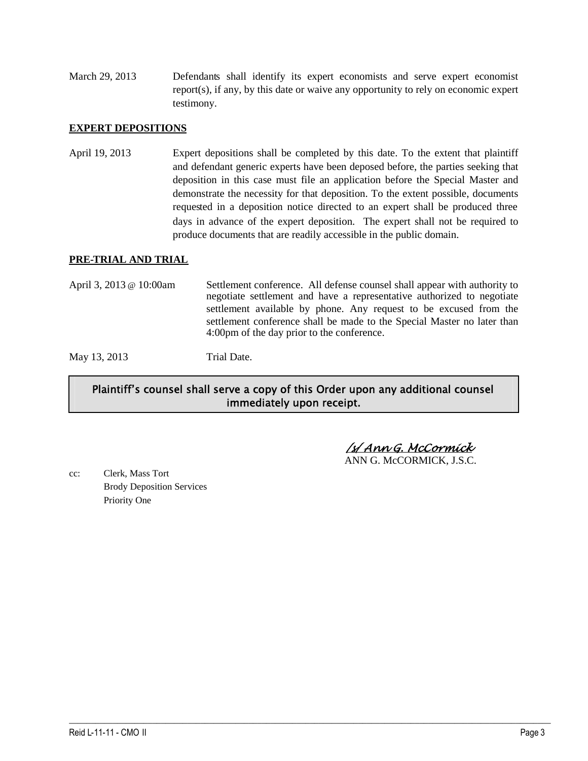March 29, 2013 Defendants shall identify its expert economists and serve expert economist report(s), if any, by this date or waive any opportunity to rely on economic expert testimony.

**EXPERT DEPOSITIONS**

April 19, 2013 Expert depositions shall be completed by this date. To the extent that plaintiff and defendant generic experts have been deposed before, the parties seeking that deposition in this case must file an application before the Special Master and demonstrate the necessity for that deposition. To the extent possible, documents requested in a deposition notice directed to an expert shall be produced three days in advance of the expert deposition. The expert shall not be required to produce documents that are readily accessible in the public domain.

**PRE-TRIAL AND TRIAL**

April 3, 2013 @ 10:00am Settlement conference. All defense counsel shall appear with authority to negotiate settlement and have a representative authorized to negotiate settlement available by phone. Any request to be excused from the settlement conference shall be made to the Special Master no later than 4:00pm of the day prior to the conference.

May 13, 2013 Trial Date.

**Plaintiff's counsel shall serve a copy of this Order upon any additional counsel immediately upon receipt.**

*/s/ Ann G. McCormick*
ANN G. McCORMICK, J.S.C.

cc: Clerk, Mass Tort
Brody Deposition Services
Priority One